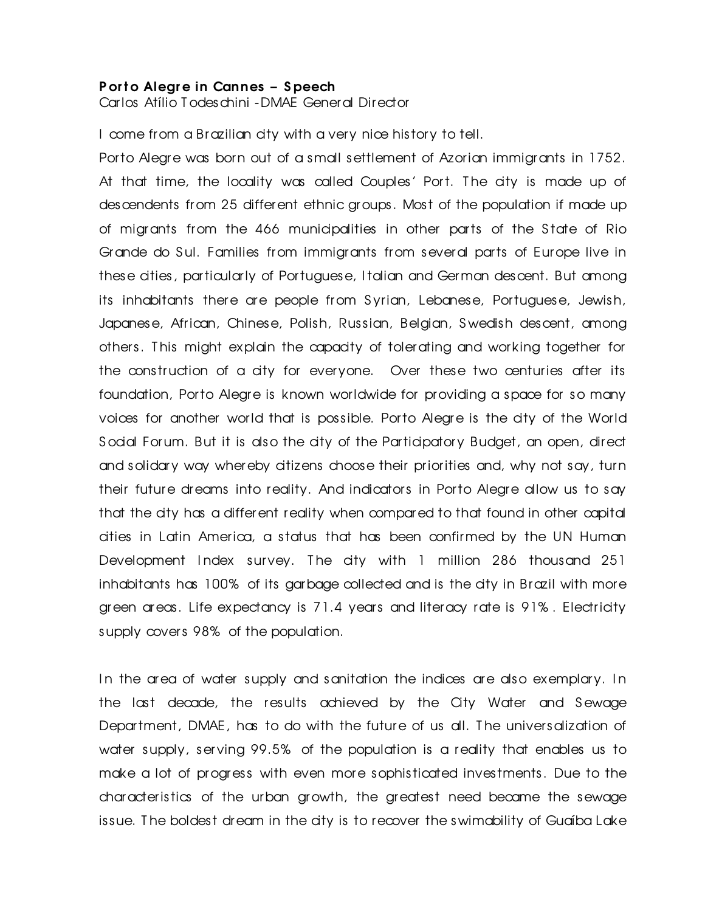**Porto Alegre in Cannes – Speech**
Carlos Atílio Todeschini -DMAE General Director

I come from a Brazilian city with a very nice history to tell.

Porto Alegre was born out of a small settlement of Azorian immigrants in 1752. At that time, the locality was called Couples' Port. The city is made up of descendents from 25 different ethnic groups. Most of the population if made up of migrants from the 466 municipalities in other parts of the State of Rio Grande do Sul. Families from immigrants from several parts of Europe live in these cities, particularly of Portuguese, Italian and German descent. But among its inhabitants there are people from Syrian, Lebanese, Portuguese, Jewish, Japanese, African, Chinese, Polish, Russian, Belgian, Swedish descent, among others. This might explain the capacity of tolerating and working together for the construction of a city for everyone. Over these two centuries after its foundation, Porto Alegre is known worldwide for providing a space for so many voices for another world that is possible. Porto Alegre is the city of the World Social Forum. But it is also the city of the Participatory Budget, an open, direct and solidary way whereby citizens choose their priorities and, why not say, turn their future dreams into reality. And indicators in Porto Alegre allow us to say that the city has a different reality when compared to that found in other capital cities in Latin America, a status that has been confirmed by the UN Human Development Index survey. The city with 1 million 286 thousand 251 inhabitants has 100% of its garbage collected and is the city in Brazil with more green areas. Life expectancy is 71.4 years and literacy rate is 91%. Electricity supply covers 98% of the population.

In the area of water supply and sanitation the indices are also exemplary. In the last decade, the results achieved by the City Water and Sewage Department, DMAE, has to do with the future of us all. The universalization of water supply, serving 99.5% of the population is a reality that enables us to make a lot of progress with even more sophisticated investments. Due to the characteristics of the urban growth, the greatest need became the sewage issue. The boldest dream in the city is to recover the swimability of Guaíba Lake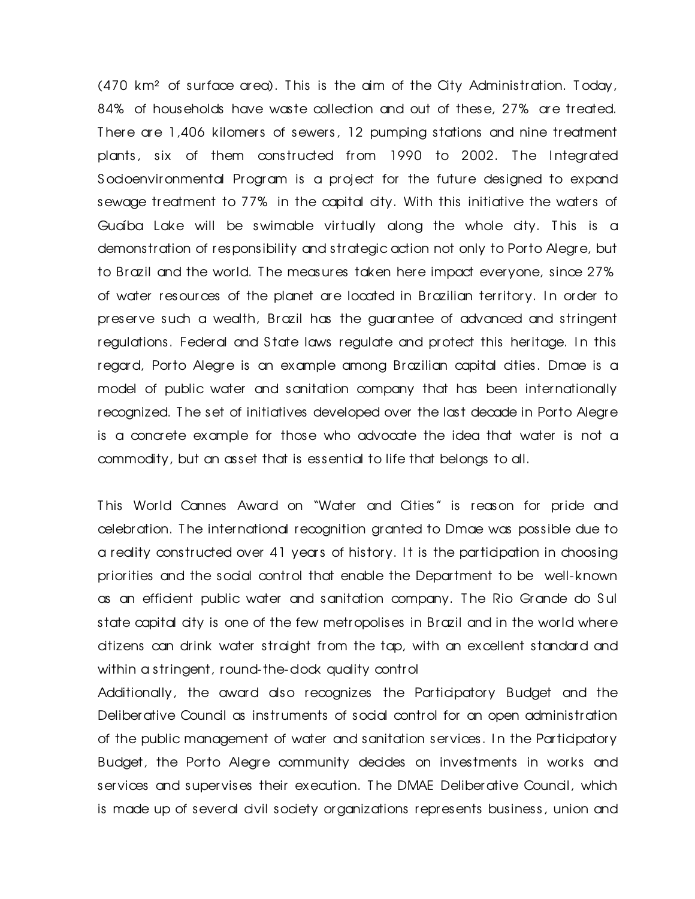(470 km² of surface area). This is the aim of the City Administration. Today, 84% of households have waste collection and out of these, 27% are treated. There are 1,406 kilomers of sewers, 12 pumping stations and nine treatment plants, six of them constructed from 1990 to 2002. The Integrated Socioenvironmental Program is a project for the future designed to expand sewage treatment to 77% in the capital city. With this initiative the waters of Guaíba Lake will be swimable virtually along the whole city. This is a demonstration of responsibility and strategic action not only to Porto Alegre, but to Brazil and the world. The measures taken here impact everyone, since 27% of water resources of the planet are located in Brazilian territory. In order to preserve such a wealth, Brazil has the guarantee of advanced and stringent regulations. Federal and State laws regulate and protect this heritage. In this regard, Porto Alegre is an example among Brazilian capital cities. Dmae is a model of public water and sanitation company that has been internationally recognized. The set of initiatives developed over the last decade in Porto Alegre is a concrete example for those who advocate the idea that water is not a commodity, but an asset that is essential to life that belongs to all.

This World Cannes Award on "Water and Cities" is reason for pride and celebration. The international recognition granted to Dmae was possible due to a reality constructed over 41 years of history. It is the participation in choosing priorities and the social control that enable the Department to be well-known as an efficient public water and sanitation company. The Rio Grande do Sul state capital city is one of the few metropolises in Brazil and in the world where citizens can drink water straight from the tap, with an excellent standard and within a stringent, round-the-clock quality control

Additionally, the award also recognizes the Participatory Budget and the Deliberative Council as instruments of social control for an open administration of the public management of water and sanitation services. In the Participatory Budget, the Porto Alegre community decides on investments in works and services and supervises their execution. The DMAE Deliberative Council, which is made up of several civil society organizations represents business, union and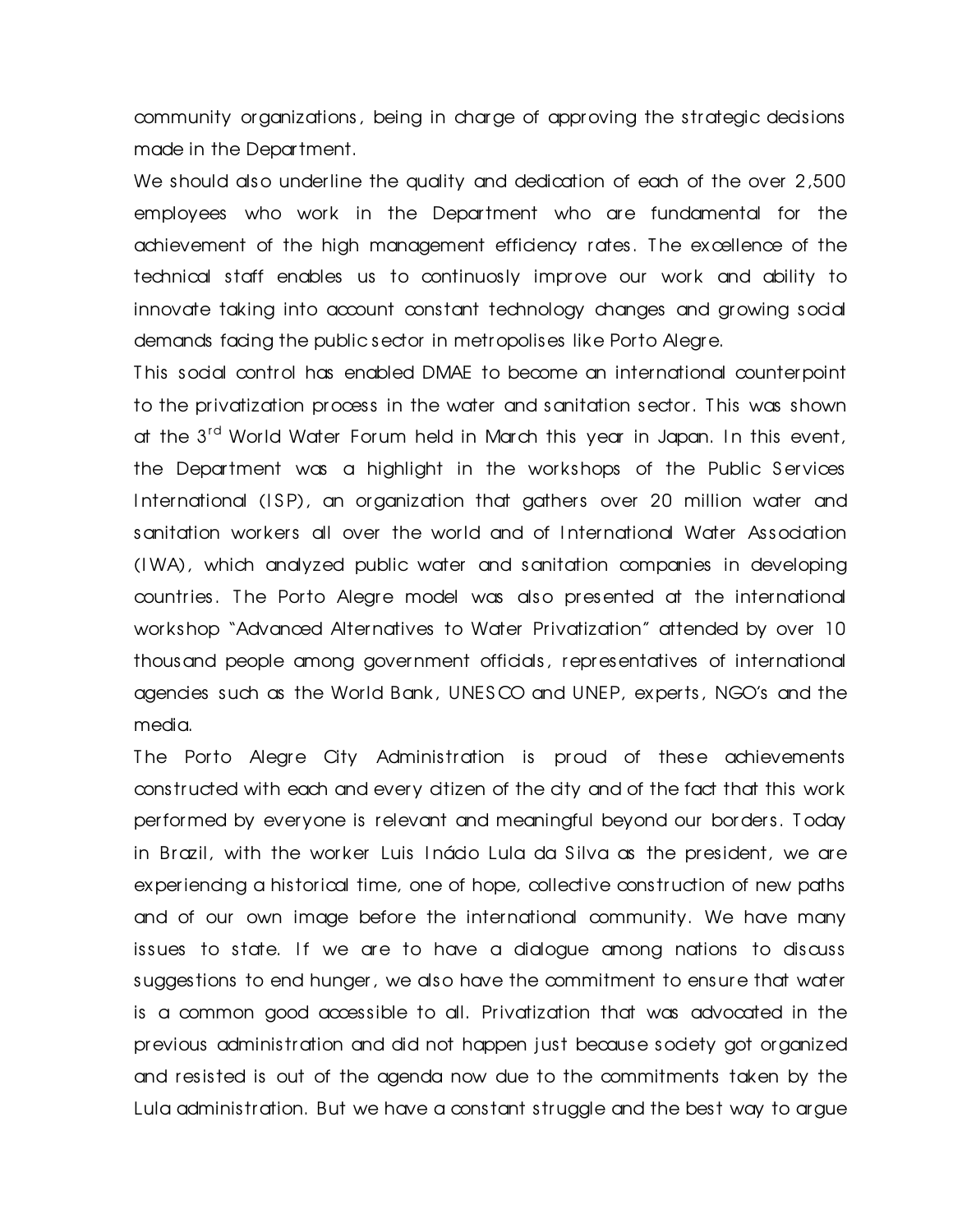community organizations, being in charge of approving the strategic decisions made in the Department.

We should also underline the quality and dedication of each of the over 2,500 employees who work in the Department who are fundamental for the achievement of the high management efficiency rates. The excellence of the technical staff enables us to continuosly improve our work and ability to innovate taking into account constant technology changes and growing social demands facing the public sector in metropolises like Porto Alegre.

This social control has enabled DMAE to become an international counterpoint to the privatization process in the water and sanitation sector. This was shown at the 3rd World Water Forum held in March this year in Japan. In this event, the Department was a highlight in the workshops of the Public Services International (ISP), an organization that gathers over 20 million water and sanitation workers all over the world and of International Water Association (IWA), which analyzed public water and sanitation companies in developing countries. The Porto Alegre model was also presented at the international workshop "Advanced Alternatives to Water Privatization" attended by over 10 thousand people among government officials, representatives of international agencies such as the World Bank, UNESCO and UNEP, experts, NGO's and the media.

The Porto Alegre City Administration is proud of these achievements constructed with each and every citizen of the city and of the fact that this work performed by everyone is relevant and meaningful beyond our borders. Today in Brazil, with the worker Luis Inácio Lula da Silva as the president, we are experiencing a historical time, one of hope, collective construction of new paths and of our own image before the international community. We have many issues to state. If we are to have a dialogue among nations to discuss suggestions to end hunger, we also have the commitment to ensure that water is a common good accessible to all. Privatization that was advocated in the previous administration and did not happen just because society got organized and resisted is out of the agenda now due to the commitments taken by the Lula administration. But we have a constant struggle and the best way to argue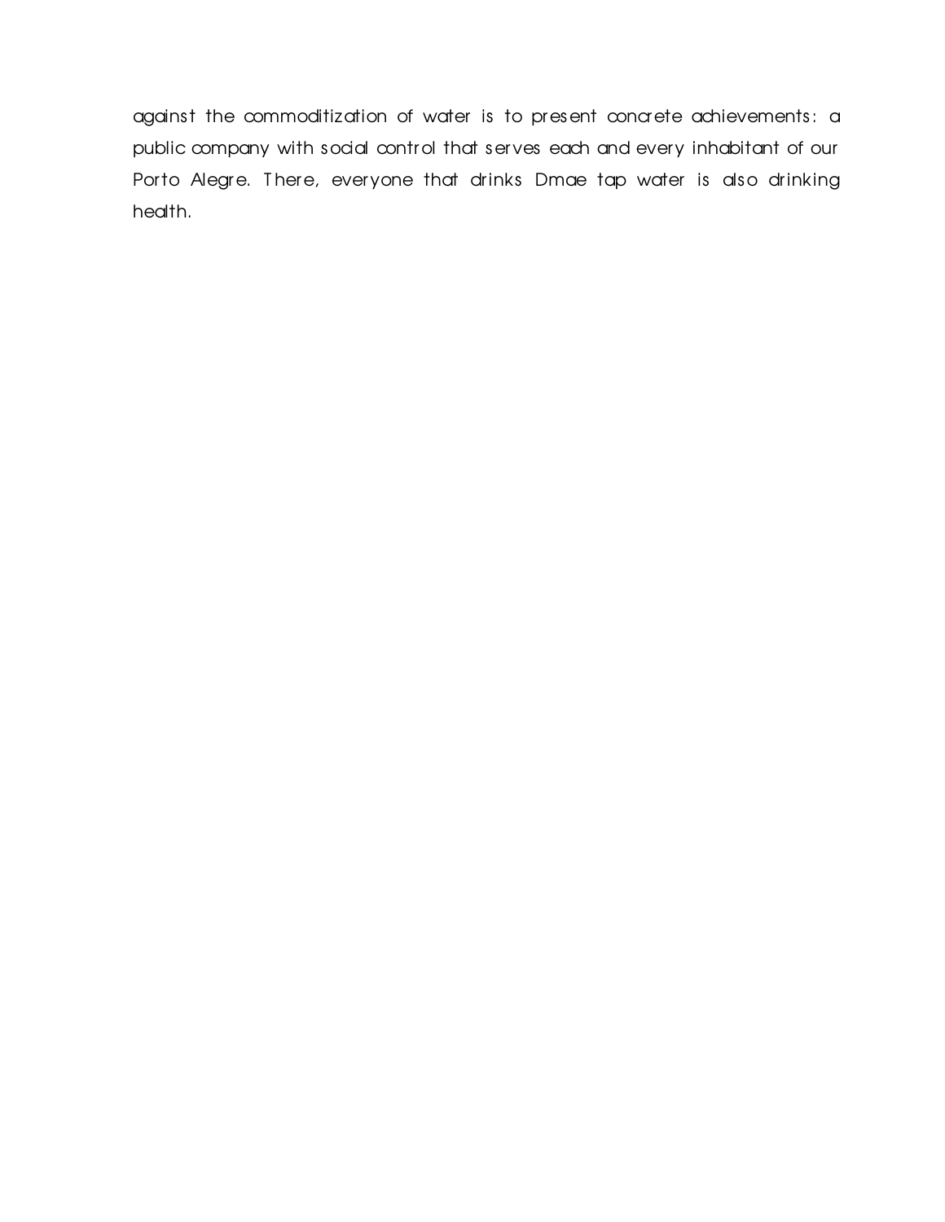against the commoditization of water is to present concrete achievements: a public company with social control that serves each and every inhabitant of our Porto Alegre. There, everyone that drinks Dmae tap water is also drinking health.